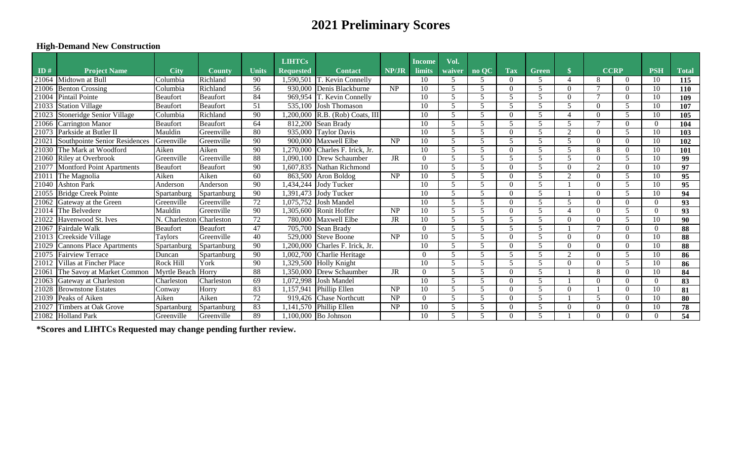# 2021 Preliminary Scores

## High-Demand New Construction

| ID # | Project Name | City | County | Units | LIHTCs Requested | Contact | NP/JR | Income limits | Vol. waiver | no QC | Tax | Green | $ | CCRP | | PSH | Total |
|---|---|---|---|---|---|---|---|---|---|---|---|---|---|---|---|---|---|
| 21064 | Midtown at Bull | Columbia | Richland | 90 | 1,590,501 | T. Kevin Connelly | | 10 | 5 | 5 | 0 | 5 | 4 | 8 | 0 | 10 | **115** |
| 21006 | Benton Crossing | Columbia | Richland | 56 | 930,000 | Denis Blackburne | NP | 10 | 5 | 5 | 0 | 5 | 0 | 7 | 0 | 10 | **110** |
| 21004 | Pintail Pointe | Beaufort | Beaufort | 84 | 969,954 | T. Kevin Connelly | | 10 | 5 | 5 | 5 | 5 | 0 | 7 | 0 | 10 | **109** |
| 21033 | Station Village | Beaufort | Beaufort | 51 | 535,100 | Josh Thomason | | 10 | 5 | 5 | 5 | 5 | 5 | 0 | 5 | 10 | **107** |
| 21023 | Stoneridge Senior Village | Columbia | Richland | 90 | 1,200,000 | R.B. (Rob) Coats, III | | 10 | 5 | 5 | 0 | 5 | 4 | 0 | 5 | 10 | **105** |
| 21066 | Carrington Manor | Beaufort | Beaufort | 64 | 812,200 | Sean Brady | | 10 | 5 | 5 | 5 | 5 | 5 | 7 | 0 | 0 | **104** |
| 21073 | Parkside at Butler II | Mauldin | Greenville | 80 | 935,000 | Taylor Davis | | 10 | 5 | 5 | 0 | 5 | 2 | 0 | 5 | 10 | **103** |
| 21021 | Southpointe Senior Residences | Greenville | Greenville | 90 | 900,000 | Maxwell Elbe | NP | 10 | 5 | 5 | 5 | 5 | 5 | 0 | 0 | 10 | **102** |
| 21030 | The Mark at Woodford | Aiken | Aiken | 90 | 1,270,000 | Charles F. Irick, Jr. | | 10 | 5 | 5 | 0 | 5 | 5 | 8 | 0 | 10 | **101** |
| 21060 | Riley at Overbrook | Greenville | Greenville | 88 | 1,090,100 | Drew Schaumber | JR | 0 | 5 | 5 | 5 | 5 | 5 | 0 | 5 | 10 | **99** |
| 21077 | Montford Point Apartments | Beaufort | Beaufort | 90 | 1,607,835 | Nathan Richmond | | 10 | 5 | 5 | 0 | 5 | 0 | 2 | 0 | 10 | **97** |
| 21011 | The Magnolia | Aiken | Aiken | 60 | 863,500 | Aron Boldog | NP | 10 | 5 | 5 | 0 | 5 | 2 | 0 | 5 | 10 | **95** |
| 21040 | Ashton Park | Anderson | Anderson | 90 | 1,434,244 | Jody Tucker | | 10 | 5 | 5 | 0 | 5 | 1 | 0 | 5 | 10 | **95** |
| 21055 | Bridge Creek Pointe | Spartanburg | Spartanburg | 90 | 1,391,473 | Jody Tucker | | 10 | 5 | 5 | 0 | 5 | 1 | 0 | 5 | 10 | **94** |
| 21062 | Gateway at the Green | Greenville | Greenville | 72 | 1,075,752 | Josh Mandel | | 10 | 5 | 5 | 0 | 5 | 5 | 0 | 0 | 0 | **93** |
| 21014 | The Belvedere | Mauldin | Greenville | 90 | 1,305,600 | Ronit Hoffer | NP | 10 | 5 | 5 | 0 | 5 | 4 | 0 | 5 | 0 | **93** |
| 21022 | Havenwood St. Ives | N. Charleston | Charleston | 72 | 780,000 | Maxwell Elbe | JR | 10 | 5 | 5 | 5 | 5 | 0 | 0 | 5 | 10 | **90** |
| 21067 | Fairdale Walk | Beaufort | Beaufort | 47 | 705,700 | Sean Brady | | 0 | 5 | 5 | 5 | 5 | 1 | 7 | 0 | 0 | **88** |
| 21013 | Creekside Village | Taylors | Greenville | 40 | 529,000 | Steve Boone | NP | 10 | 5 | 5 | 0 | 5 | 0 | 0 | 0 | 10 | **88** |
| 21029 | Cannons Place Apartments | Spartanburg | Spartanburg | 90 | 1,200,000 | Charles F. Irick, Jr. | | 10 | 5 | 5 | 0 | 5 | 0 | 0 | 0 | 10 | **88** |
| 21075 | Fairview Terrace | Duncan | Spartanburg | 90 | 1,002,700 | Charlie Heritage | | 0 | 5 | 5 | 5 | 5 | 2 | 0 | 5 | 10 | **86** |
| 21012 | Villas at Fincher Place | Rock Hill | York | 90 | 1,329,500 | Holly Knight | | 10 | 5 | 5 | 5 | 5 | 0 | 0 | 5 | 10 | **86** |
| 21061 | The Savoy at Market Common | Myrtle Beach | Horry | 88 | 1,350,000 | Drew Schaumber | JR | 0 | 5 | 5 | 0 | 5 | 1 | 8 | 0 | 10 | **84** |
| 21063 | Gateway at Charleston | Charleston | Charleston | 69 | 1,072,998 | Josh Mandel | | 10 | 5 | 5 | 0 | 5 | 1 | 0 | 0 | 0 | **83** |
| 21028 | Brownstone Estates | Conway | Horry | 83 | 1,157,941 | Phillip Ellen | NP | 10 | 5 | 5 | 0 | 5 | 0 | 1 | 0 | 10 | **81** |
| 21039 | Peaks of Aiken | Aiken | Aiken | 72 | 919,426 | Chase Northcutt | NP | 0 | 5 | 5 | 0 | 5 | 1 | 5 | 0 | 10 | **80** |
| 21027 | Timbers at Oak Grove | Spartanburg | Spartanburg | 83 | 1,141,570 | Phillip Ellen | NP | 10 | 5 | 5 | 0 | 5 | 0 | 0 | 0 | 10 | **78** |
| 21082 | Holland Park | Greenville | Greenville | 89 | 1,100,000 | Bo Johnson | | 10 | 5 | 5 | 0 | 5 | 1 | 0 | 0 | 0 | **54** |

**\*Scores and LIHTCs Requested may change pending further review.**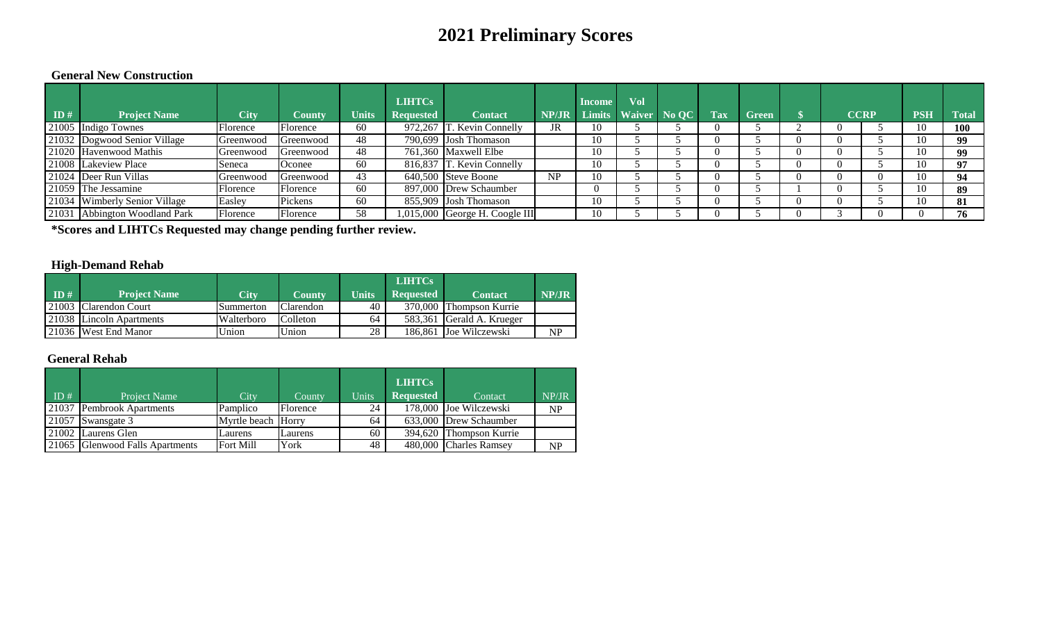# 2021 Preliminary Scores

## General New Construction

| ID # | Project Name | City | County | Units | LIHTCs Requested | Contact | NP/JR | Income Limits | Vol Waiver | No QC | Tax | Green | $ | CCRP | | PSH | Total |
|---|---|---|---|---|---|---|---|---|---|---|---|---|---|---|---|---|---|
| 21005 | Indigo Townes | Florence | Florence | 60 | 972,267 | T. Kevin Connelly | JR | 10 | 5 | 5 | 0 | 5 | 2 | 0 | 5 | 10 | **100** |
| 21032 | Dogwood Senior Village | Greenwood | Greenwood | 48 | 790,699 | Josh Thomason | | 10 | 5 | 5 | 0 | 5 | 0 | 0 | 5 | 10 | **99** |
| 21020 | Havenwood Mathis | Greenwood | Greenwood | 48 | 761,360 | Maxwell Elbe | | 10 | 5 | 5 | 0 | 5 | 0 | 0 | 5 | 10 | **99** |
| 21008 | Lakeview Place | Seneca | Oconee | 60 | 816,837 | T. Kevin Connelly | | 10 | 5 | 5 | 0 | 5 | 0 | 0 | 5 | 10 | **97** |
| 21024 | Deer Run Villas | Greenwood | Greenwood | 43 | 640,500 | Steve Boone | NP | 10 | 5 | 5 | 0 | 5 | 0 | 0 | 0 | 10 | **94** |
| 21059 | The Jessamine | Florence | Florence | 60 | 897,000 | Drew Schaumber | | 0 | 5 | 5 | 0 | 5 | 1 | 0 | 5 | 10 | **89** |
| 21034 | Wimberly Senior Village | Easley | Pickens | 60 | 855,909 | Josh Thomason | | 10 | 5 | 5 | 0 | 5 | 0 | 0 | 5 | 10 | **81** |
| 21031 | Abbington Woodland Park | Florence | Florence | 58 | 1,015,000 | George H. Coogle III | | 10 | 5 | 5 | 0 | 5 | 0 | 3 | 0 | 0 | **76** |

**\*Scores and LIHTCs Requested may change pending further review.**

## High-Demand Rehab

| ID # | Project Name | City | County | Units | LIHTCs Requested | Contact | NP/JR |
|---|---|---|---|---|---|---|---|
| 21003 | Clarendon Court | Summerton | Clarendon | 40 | 370,000 | Thompson Kurrie | |
| 21038 | Lincoln Apartments | Walterboro | Colleton | 64 | 583,361 | Gerald A. Krueger | |
| 21036 | West End Manor | Union | Union | 28 | 186,861 | Joe Wilczewski | NP |

## General Rehab

| ID # | Project Name | City | County | Units | LIHTCs Requested | Contact | NP/JR |
|---|---|---|---|---|---|---|---|
| 21037 | Pembrook Apartments | Pamplico | Florence | 24 | 178,000 | Joe Wilczewski | NP |
| 21057 | Swansgate 3 | Myrtle beach | Horry | 64 | 633,000 | Drew Schaumber | |
| 21002 | Laurens Glen | Laurens | Laurens | 60 | 394,620 | Thompson Kurrie | |
| 21065 | Glenwood Falls Apartments | Fort Mill | York | 48 | 480,000 | Charles Ramsey | NP |